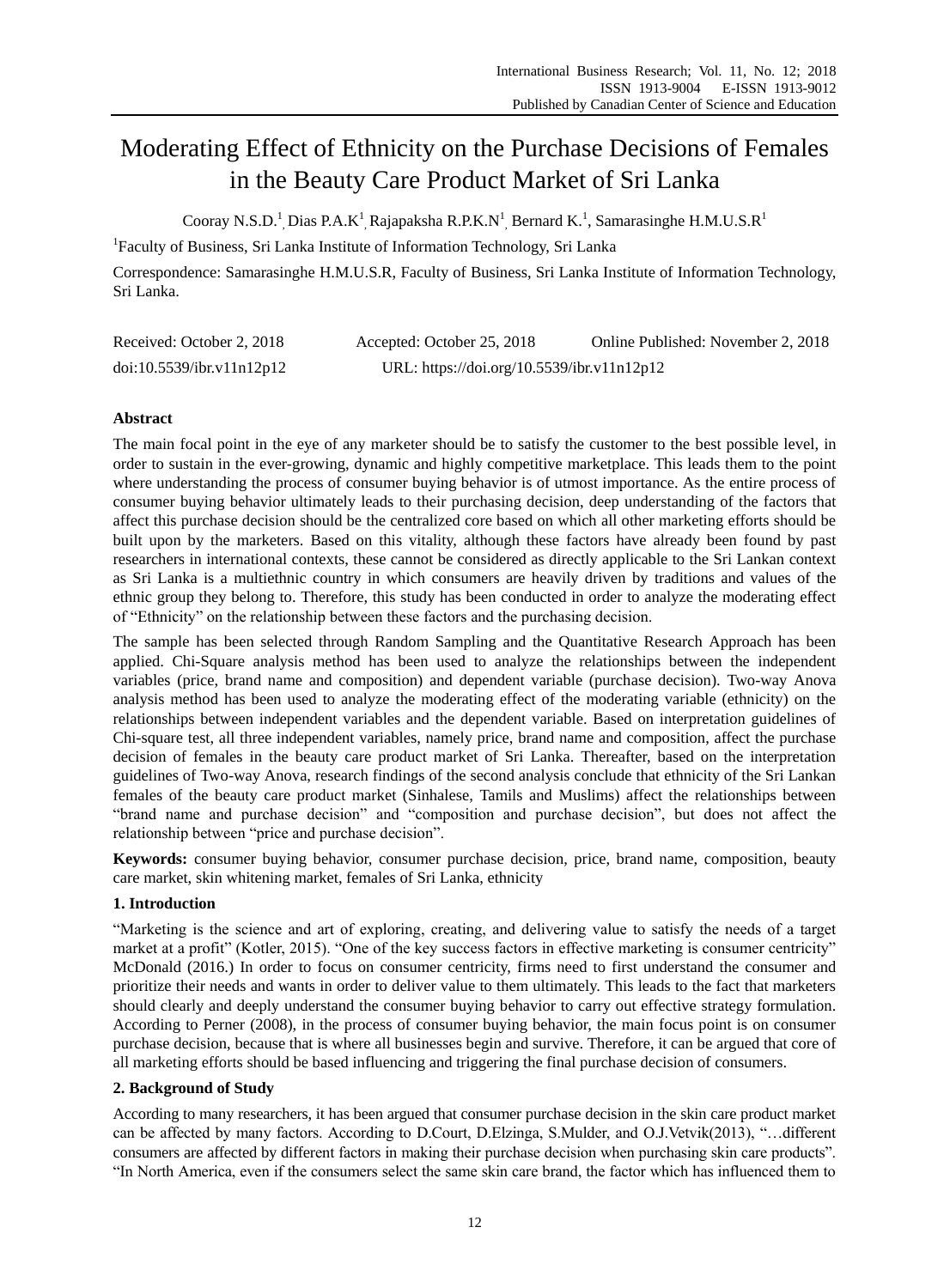# Moderating Effect of Ethnicity on the Purchase Decisions of Females in the Beauty Care Product Market of Sri Lanka

Cooray N.S.D.[1], Dias P.A.K[1], Rajapaksha R.P.K.N[1], Bernard K.[1], Samarasinghe H.M.U.S.R[1]

[1]Faculty of Business, Sri Lanka Institute of Information Technology, Sri Lanka

Correspondence: Samarasinghe H.M.U.S.R, Faculty of Business, Sri Lanka Institute of Information Technology, Sri Lanka.

Received: October 2, 2018 Accepted: October 25, 2018 Online Published: November 2, 2018

doi:10.5539/ibr.v11n12p12 URL: https://doi.org/10.5539/ibr.v11n12p12

## Abstract

The main focal point in the eye of any marketer should be to satisfy the customer to the best possible level, in order to sustain in the ever-growing, dynamic and highly competitive marketplace. This leads them to the point where understanding the process of consumer buying behavior is of utmost importance. As the entire process of consumer buying behavior ultimately leads to their purchasing decision, deep understanding of the factors that affect this purchase decision should be the centralized core based on which all other marketing efforts should be built upon by the marketers. Based on this vitality, although these factors have already been found by past researchers in international contexts, these cannot be considered as directly applicable to the Sri Lankan context as Sri Lanka is a multiethnic country in which consumers are heavily driven by traditions and values of the ethnic group they belong to. Therefore, this study has been conducted in order to analyze the moderating effect of "Ethnicity" on the relationship between these factors and the purchasing decision.

The sample has been selected through Random Sampling and the Quantitative Research Approach has been applied. Chi-Square analysis method has been used to analyze the relationships between the independent variables (price, brand name and composition) and dependent variable (purchase decision). Two-way Anova analysis method has been used to analyze the moderating effect of the moderating variable (ethnicity) on the relationships between independent variables and the dependent variable. Based on interpretation guidelines of Chi-square test, all three independent variables, namely price, brand name and composition, affect the purchase decision of females in the beauty care product market of Sri Lanka. Thereafter, based on the interpretation guidelines of Two-way Anova, research findings of the second analysis conclude that ethnicity of the Sri Lankan females of the beauty care product market (Sinhalese, Tamils and Muslims) affect the relationships between "brand name and purchase decision" and "composition and purchase decision", but does not affect the relationship between "price and purchase decision".

**Keywords:** consumer buying behavior, consumer purchase decision, price, brand name, composition, beauty care market, skin whitening market, females of Sri Lanka, ethnicity

## 1. Introduction

"Marketing is the science and art of exploring, creating, and delivering value to satisfy the needs of a target market at a profit" (Kotler, 2015). "One of the key success factors in effective marketing is consumer centricity" McDonald (2016.) In order to focus on consumer centricity, firms need to first understand the consumer and prioritize their needs and wants in order to deliver value to them ultimately. This leads to the fact that marketers should clearly and deeply understand the consumer buying behavior to carry out effective strategy formulation. According to Perner (2008), in the process of consumer buying behavior, the main focus point is on consumer purchase decision, because that is where all businesses begin and survive. Therefore, it can be argued that core of all marketing efforts should be based influencing and triggering the final purchase decision of consumers.

## 2. Background of Study

According to many researchers, it has been argued that consumer purchase decision in the skin care product market can be affected by many factors. According to D.Court, D.Elzinga, S.Mulder, and O.J.Vetvik(2013), "…different consumers are affected by different factors in making their purchase decision when purchasing skin care products". "In North America, even if the consumers select the same skin care brand, the factor which has influenced them to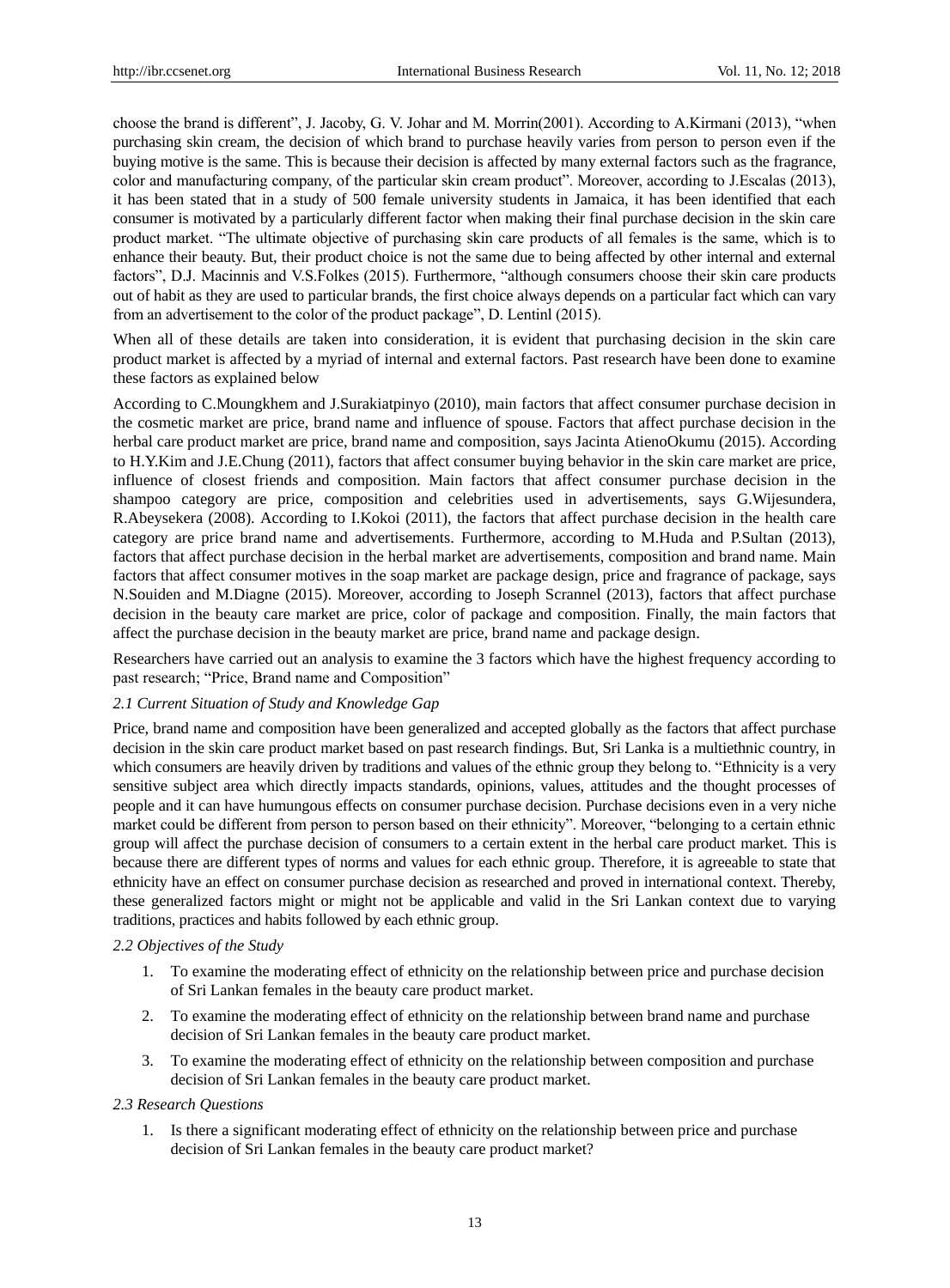choose the brand is different", J. Jacoby, G. V. Johar and M. Morrin(2001). According to A.Kirmani (2013), "when purchasing skin cream, the decision of which brand to purchase heavily varies from person to person even if the buying motive is the same. This is because their decision is affected by many external factors such as the fragrance, color and manufacturing company, of the particular skin cream product". Moreover, according to J.Escalas (2013), it has been stated that in a study of 500 female university students in Jamaica, it has been identified that each consumer is motivated by a particularly different factor when making their final purchase decision in the skin care product market. "The ultimate objective of purchasing skin care products of all females is the same, which is to enhance their beauty. But, their product choice is not the same due to being affected by other internal and external factors", D.J. Macinnis and V.S.Folkes (2015). Furthermore, "although consumers choose their skin care products out of habit as they are used to particular brands, the first choice always depends on a particular fact which can vary from an advertisement to the color of the product package", D. Lentinl (2015).

When all of these details are taken into consideration, it is evident that purchasing decision in the skin care product market is affected by a myriad of internal and external factors. Past research have been done to examine these factors as explained below

According to C.Moungkhem and J.Surakiatpinyo (2010), main factors that affect consumer purchase decision in the cosmetic market are price, brand name and influence of spouse. Factors that affect purchase decision in the herbal care product market are price, brand name and composition, says Jacinta AtienoOkumu (2015). According to H.Y.Kim and J.E.Chung (2011), factors that affect consumer buying behavior in the skin care market are price, influence of closest friends and composition. Main factors that affect consumer purchase decision in the shampoo category are price, composition and celebrities used in advertisements, says G.Wijesundera, R.Abeysekera (2008). According to I.Kokoi (2011), the factors that affect purchase decision in the health care category are price brand name and advertisements. Furthermore, according to M.Huda and P.Sultan (2013), factors that affect purchase decision in the herbal market are advertisements, composition and brand name. Main factors that affect consumer motives in the soap market are package design, price and fragrance of package, says N.Souiden and M.Diagne (2015). Moreover, according to Joseph Scrannel (2013), factors that affect purchase decision in the beauty care market are price, color of package and composition. Finally, the main factors that affect the purchase decision in the beauty market are price, brand name and package design.

Researchers have carried out an analysis to examine the 3 factors which have the highest frequency according to past research; "Price, Brand name and Composition"

### *2.1 Current Situation of Study and Knowledge Gap*

Price, brand name and composition have been generalized and accepted globally as the factors that affect purchase decision in the skin care product market based on past research findings. But, Sri Lanka is a multiethnic country, in which consumers are heavily driven by traditions and values of the ethnic group they belong to. "Ethnicity is a very sensitive subject area which directly impacts standards, opinions, values, attitudes and the thought processes of people and it can have humungous effects on consumer purchase decision. Purchase decisions even in a very niche market could be different from person to person based on their ethnicity". Moreover, "belonging to a certain ethnic group will affect the purchase decision of consumers to a certain extent in the herbal care product market. This is because there are different types of norms and values for each ethnic group. Therefore, it is agreeable to state that ethnicity have an effect on consumer purchase decision as researched and proved in international context. Thereby, these generalized factors might or might not be applicable and valid in the Sri Lankan context due to varying traditions, practices and habits followed by each ethnic group.

### *2.2 Objectives of the Study*

1. To examine the moderating effect of ethnicity on the relationship between price and purchase decision of Sri Lankan females in the beauty care product market.
2. To examine the moderating effect of ethnicity on the relationship between brand name and purchase decision of Sri Lankan females in the beauty care product market.
3. To examine the moderating effect of ethnicity on the relationship between composition and purchase decision of Sri Lankan females in the beauty care product market.

### *2.3 Research Questions*

1. Is there a significant moderating effect of ethnicity on the relationship between price and purchase decision of Sri Lankan females in the beauty care product market?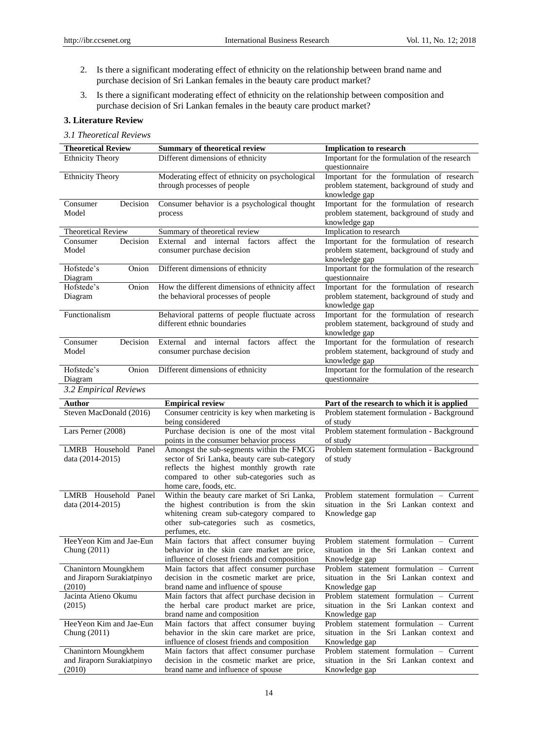2. Is there a significant moderating effect of ethnicity on the relationship between brand name and purchase decision of Sri Lankan females in the beauty care product market?
3. Is there a significant moderating effect of ethnicity on the relationship between composition and purchase decision of Sri Lankan females in the beauty care product market?

## 3. Literature Review

### *3.1 Theoretical Reviews*

| Theoretical Review | Summary of theoretical review | Implication to research |
|---|---|---|
| Ethnicity Theory | Different dimensions of ethnicity | Important for the formulation of the research questionnaire |
| Ethnicity Theory | Moderating effect of ethnicity on psychological through processes of people | Important for the formulation of research problem statement, background of study and knowledge gap |
| Consumer Decision Model | Consumer behavior is a psychological thought process | Important for the formulation of research problem statement, background of study and knowledge gap |
| Theoretical Review | Summary of theoretical review | Implication to research |
| Consumer Decision Model | External and internal factors affect the consumer purchase decision | Important for the formulation of research problem statement, background of study and knowledge gap |
| Hofstede's Onion Diagram | Different dimensions of ethnicity | Important for the formulation of the research questionnaire |
| Hofstede's Onion Diagram | How the different dimensions of ethnicity affect the behavioral processes of people | Important for the formulation of research problem statement, background of study and knowledge gap |
| Functionalism | Behavioral patterns of people fluctuate across different ethnic boundaries | Important for the formulation of research problem statement, background of study and knowledge gap |
| Consumer Decision Model | External and internal factors affect the consumer purchase decision | Important for the formulation of research problem statement, background of study and knowledge gap |
| Hofstede's Onion Diagram | Different dimensions of ethnicity | Important for the formulation of the research questionnaire |

### *3.2 Empirical Reviews*

| Author | Empirical review | Part of the research to which it is applied |
|---|---|---|
| Steven MacDonald (2016) | Consumer centricity is key when marketing is being considered | Problem statement formulation - Background of study |
| Lars Perner (2008) | Purchase decision is one of the most vital points in the consumer behavior process | Problem statement formulation - Background of study |
| LMRB Household Panel data (2014-2015) | Amongst the sub-segments within the FMCG sector of Sri Lanka, beauty care sub-category reflects the highest monthly growth rate compared to other sub-categories such as home care, foods, etc. | Problem statement formulation - Background of study |
| LMRB Household Panel data (2014-2015) | Within the beauty care market of Sri Lanka, the highest contribution is from the skin whitening cream sub-category compared to other sub-categories such as cosmetics, perfumes, etc. | Problem statement formulation – Current situation in the Sri Lankan context and Knowledge gap |
| HeeYeon Kim and Jae-Eun Chung (2011) | Main factors that affect consumer buying behavior in the skin care market are price, influence of closest friends and composition | Problem statement formulation – Current situation in the Sri Lankan context and Knowledge gap |
| Chanintorn Moungkhem and Jiraporn Surakiatpinyo (2010) | Main factors that affect consumer purchase decision in the cosmetic market are price, brand name and influence of spouse | Problem statement formulation – Current situation in the Sri Lankan context and Knowledge gap |
| Jacinta Atieno Okumu (2015) | Main factors that affect purchase decision in the herbal care product market are price, brand name and composition | Problem statement formulation – Current situation in the Sri Lankan context and Knowledge gap |
| HeeYeon Kim and Jae-Eun Chung (2011) | Main factors that affect consumer buying behavior in the skin care market are price, influence of closest friends and composition | Problem statement formulation – Current situation in the Sri Lankan context and Knowledge gap |
| Chanintorn Moungkhem and Jiraporn Surakiatpinyo (2010) | Main factors that affect consumer purchase decision in the cosmetic market are price, brand name and influence of spouse | Problem statement formulation – Current situation in the Sri Lankan context and Knowledge gap |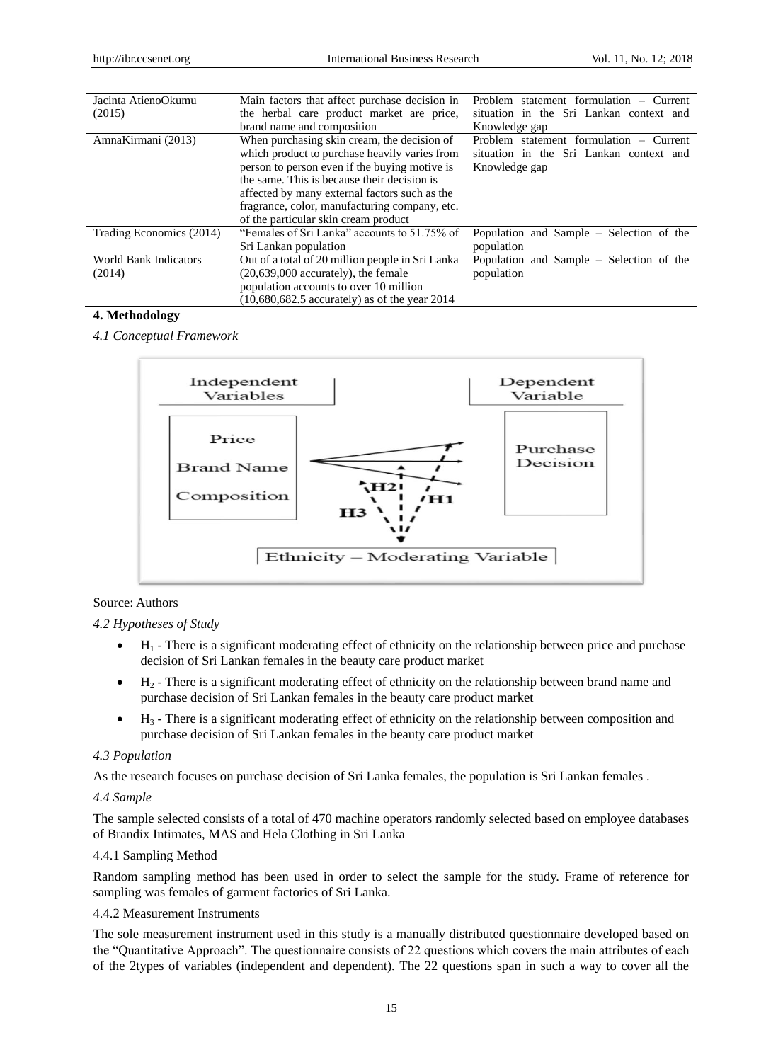| | | |
|---|---|---|
| Jacinta AtienoOkumu (2015) | Main factors that affect purchase decision in the herbal care product market are price, brand name and composition | Problem statement formulation – Current situation in the Sri Lankan context and Knowledge gap |
| AmnaKirmani (2013) | When purchasing skin cream, the decision of which product to purchase heavily varies from person to person even if the buying motive is the same. This is because their decision is affected by many external factors such as the fragrance, color, manufacturing company, etc. of the particular skin cream product | Problem statement formulation – Current situation in the Sri Lankan context and Knowledge gap |
| Trading Economics (2014) | "Females of Sri Lanka" accounts to 51.75% of Sri Lankan population | Population and Sample – Selection of the population |
| World Bank Indicators (2014) | Out of a total of 20 million people in Sri Lanka (20,639,000 accurately), the female population accounts to over 10 million (10,680,682.5 accurately) as of the year 2014 | Population and Sample – Selection of the population |

## 4. Methodology

### *4.1 Conceptual Framework*

Independent Variables: Price, Brand Name, Composition — Dependent Variable: Purchase Decision — Ethnicity – Moderating Variable (H1, H2, H3)

Source: Authors

### *4.2 Hypotheses of Study*

- $H_1$ - There is a significant moderating effect of ethnicity on the relationship between price and purchase decision of Sri Lankan females in the beauty care product market
- $H_2$ - There is a significant moderating effect of ethnicity on the relationship between brand name and purchase decision of Sri Lankan females in the beauty care product market
- $H_3$ - There is a significant moderating effect of ethnicity on the relationship between composition and purchase decision of Sri Lankan females in the beauty care product market

### *4.3 Population*

As the research focuses on purchase decision of Sri Lanka females, the population is Sri Lankan females .

### *4.4 Sample*

The sample selected consists of a total of 470 machine operators randomly selected based on employee databases of Brandix Intimates, MAS and Hela Clothing in Sri Lanka

#### 4.4.1 Sampling Method

Random sampling method has been used in order to select the sample for the study. Frame of reference for sampling was females of garment factories of Sri Lanka.

#### 4.4.2 Measurement Instruments

The sole measurement instrument used in this study is a manually distributed questionnaire developed based on the "Quantitative Approach". The questionnaire consists of 22 questions which covers the main attributes of each of the 2types of variables (independent and dependent). The 22 questions span in such a way to cover all the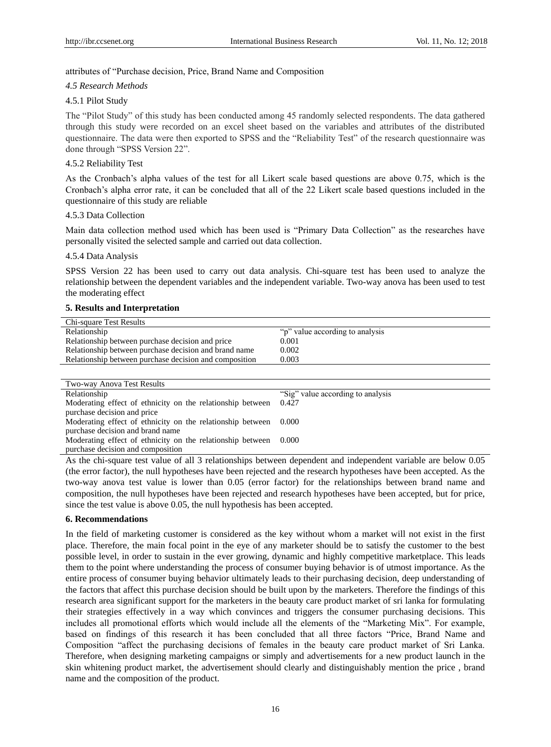attributes of "Purchase decision, Price, Brand Name and Composition

*4.5 Research Methods*

4.5.1 Pilot Study

The "Pilot Study" of this study has been conducted among 45 randomly selected respondents. The data gathered through this study were recorded on an excel sheet based on the variables and attributes of the distributed questionnaire. The data were then exported to SPSS and the "Reliability Test" of the research questionnaire was done through "SPSS Version 22".

4.5.2 Reliability Test

As the Cronbach's alpha values of the test for all Likert scale based questions are above 0.75, which is the Cronbach's alpha error rate, it can be concluded that all of the 22 Likert scale based questions included in the questionnaire of this study are reliable

4.5.3 Data Collection

Main data collection method used which has been used is "Primary Data Collection" as the researches have personally visited the selected sample and carried out data collection.

4.5.4 Data Analysis

SPSS Version 22 has been used to carry out data analysis. Chi-square test has been used to analyze the relationship between the dependent variables and the independent variable. Two-way anova has been used to test the moderating effect

## 5. Results and Interpretation

| Chi-square Test Results | |
|---|---|
| Relationship | "p" value according to analysis |
| Relationship between purchase decision and price | 0.001 |
| Relationship between purchase decision and brand name | 0.002 |
| Relationship between purchase decision and composition | 0.003 |

| Two-way Anova Test Results | |
|---|---|
| Relationship | "Sig" value according to analysis |
| Moderating effect of ethnicity on the relationship between purchase decision and price | 0.427 |
| Moderating effect of ethnicity on the relationship between purchase decision and brand name | 0.000 |
| Moderating effect of ethnicity on the relationship between purchase decision and composition | 0.000 |

As the chi-square test value of all 3 relationships between dependent and independent variable are below 0.05 (the error factor), the null hypotheses have been rejected and the research hypotheses have been accepted. As the two-way anova test value is lower than 0.05 (error factor) for the relationships between brand name and composition, the null hypotheses have been rejected and research hypotheses have been accepted, but for price, since the test value is above 0.05, the null hypothesis has been accepted.

## 6. Recommendations

In the field of marketing customer is considered as the key without whom a market will not exist in the first place. Therefore, the main focal point in the eye of any marketer should be to satisfy the customer to the best possible level, in order to sustain in the ever growing, dynamic and highly competitive marketplace. This leads them to the point where understanding the process of consumer buying behavior is of utmost importance. As the entire process of consumer buying behavior ultimately leads to their purchasing decision, deep understanding of the factors that affect this purchase decision should be built upon by the marketers. Therefore the findings of this research area significant support for the marketers in the beauty care product market of sri lanka for formulating their strategies effectively in a way which convinces and triggers the consumer purchasing decisions. This includes all promotional efforts which would include all the elements of the "Marketing Mix". For example, based on findings of this research it has been concluded that all three factors "Price, Brand Name and Composition "affect the purchasing decisions of females in the beauty care product market of Sri Lanka. Therefore, when designing marketing campaigns or simply and advertisements for a new product launch in the skin whitening product market, the advertisement should clearly and distinguishably mention the price , brand name and the composition of the product.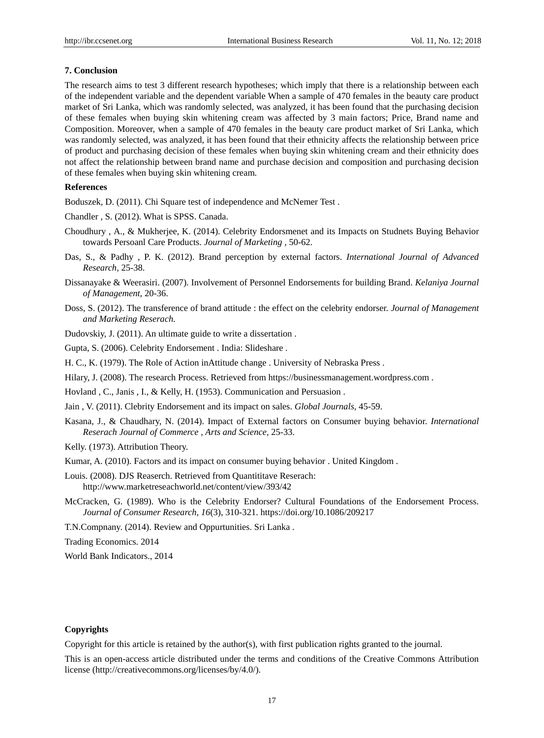## 7. Conclusion

The research aims to test 3 different research hypotheses; which imply that there is a relationship between each of the independent variable and the dependent variable When a sample of 470 females in the beauty care product market of Sri Lanka, which was randomly selected, was analyzed, it has been found that the purchasing decision of these females when buying skin whitening cream was affected by 3 main factors; Price, Brand name and Composition. Moreover, when a sample of 470 females in the beauty care product market of Sri Lanka, which was randomly selected, was analyzed, it has been found that their ethnicity affects the relationship between price of product and purchasing decision of these females when buying skin whitening cream and their ethnicity does not affect the relationship between brand name and purchase decision and composition and purchasing decision of these females when buying skin whitening cream.

## References

Boduszek, D. (2011). Chi Square test of independence and McNemer Test .

Chandler , S. (2012). What is SPSS. Canada.

Choudhury , A., & Mukherjee, K. (2014). Celebrity Endorsmenet and its Impacts on Studnets Buying Behavior towards Persoanl Care Products. *Journal of Marketing* , 50-62.

Das, S., & Padhy , P. K. (2012). Brand perception by external factors. *International Journal of Advanced Research*, 25-38.

Dissanayake & Weerasiri. (2007). Involvement of Personnel Endorsements for building Brand. *Kelaniya Journal of Management*, 20-36.

Doss, S. (2012). The transference of brand attitude : the effect on the celebrity endorser. *Journal of Management and Marketing Reserach.*

Dudovskiy, J. (2011). An ultimate guide to write a dissertation .

Gupta, S. (2006). Celebrity Endorsement . India: Slideshare .

H. C., K. (1979). The Role of Action inAttitude change . University of Nebraska Press .

Hilary, J. (2008). The research Process. Retrieved from https://businessmanagement.wordpress.com .

Hovland , C., Janis , I., & Kelly, H. (1953). Communication and Persuasion .

Jain , V. (2011). Clebrity Endorsement and its impact on sales. *Global Journals*, 45-59.

Kasana, J., & Chaudhary, N. (2014). Impact of External factors on Consumer buying behavior. *International Reserach Journal of Commerce , Arts and Science*, 25-33.

Kelly. (1973). Attribution Theory.

Kumar, A. (2010). Factors and its impact on consumer buying behavior . United Kingdom .

Louis. (2008). DJS Reaserch. Retrieved from Quantititave Reserach: http://www.marketreseachworld.net/content/view/393/42

McCracken, G. (1989). Who is the Celebrity Endorser? Cultural Foundations of the Endorsement Process. *Journal of Consumer Research, 16*(3), 310-321. https://doi.org/10.1086/209217

T.N.Compnany. (2014). Review and Oppurtunities. Sri Lanka .

Trading Economics. 2014

World Bank Indicators., 2014

### Copyrights

Copyright for this article is retained by the author(s), with first publication rights granted to the journal.

This is an open-access article distributed under the terms and conditions of the Creative Commons Attribution license (http://creativecommons.org/licenses/by/4.0/).